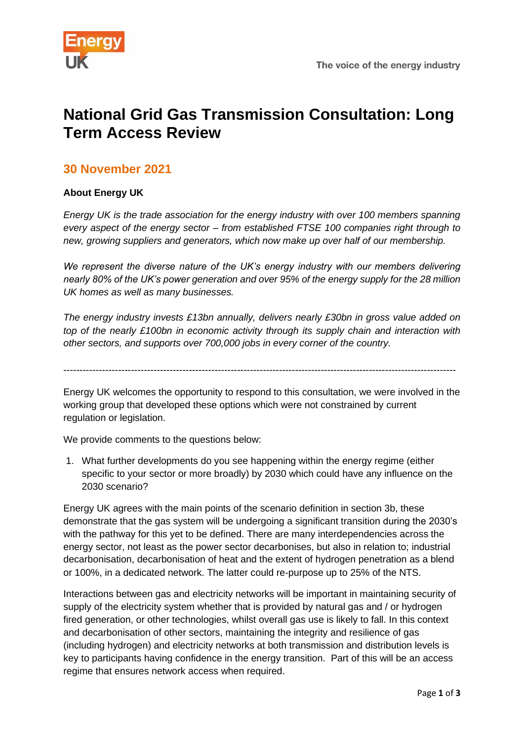# National Grid Gas Transmission Consultation: Long Term Access Review

## 30 November 2021

**About Energy UK**

*Energy UK is the trade association for the energy industry with over 100 members spanning every aspect of the energy sector – from established FTSE 100 companies right through to new, growing suppliers and generators, which now make up over half of our membership.*

*We represent the diverse nature of the UK's energy industry with our members delivering nearly 80% of the UK's power generation and over 95% of the energy supply for the 28 million UK homes as well as many businesses.*

*The energy industry invests £13bn annually, delivers nearly £30bn in gross value added on top of the nearly £100bn in economic activity through its supply chain and interaction with other sectors, and supports over 700,000 jobs in every corner of the country.*

---

Energy UK welcomes the opportunity to respond to this consultation, we were involved in the working group that developed these options which were not constrained by current regulation or legislation.

We provide comments to the questions below:

1. What further developments do you see happening within the energy regime (either specific to your sector or more broadly) by 2030 which could have any influence on the 2030 scenario?

Energy UK agrees with the main points of the scenario definition in section 3b, these demonstrate that the gas system will be undergoing a significant transition during the 2030's with the pathway for this yet to be defined. There are many interdependencies across the energy sector, not least as the power sector decarbonises, but also in relation to; industrial decarbonisation, decarbonisation of heat and the extent of hydrogen penetration as a blend or 100%, in a dedicated network. The latter could re-purpose up to 25% of the NTS.

Interactions between gas and electricity networks will be important in maintaining security of supply of the electricity system whether that is provided by natural gas and / or hydrogen fired generation, or other technologies, whilst overall gas use is likely to fall. In this context and decarbonisation of other sectors, maintaining the integrity and resilience of gas (including hydrogen) and electricity networks at both transmission and distribution levels is key to participants having confidence in the energy transition. Part of this will be an access regime that ensures network access when required.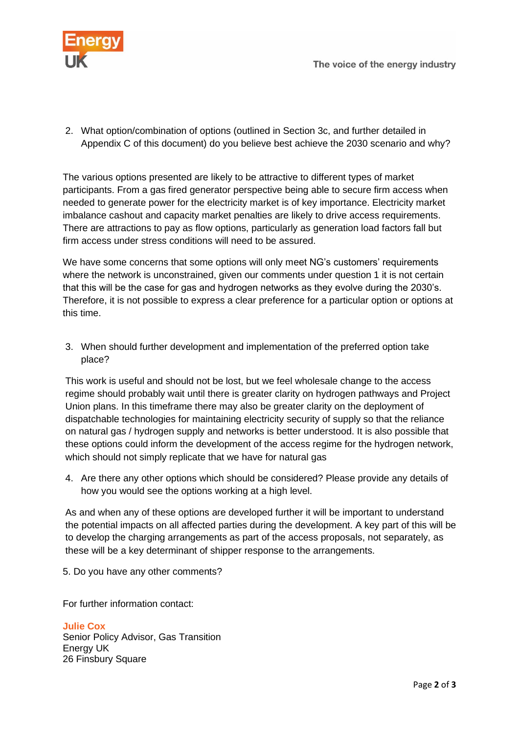2. What option/combination of options (outlined in Section 3c, and further detailed in Appendix C of this document) do you believe best achieve the 2030 scenario and why?

The various options presented are likely to be attractive to different types of market participants. From a gas fired generator perspective being able to secure firm access when needed to generate power for the electricity market is of key importance. Electricity market imbalance cashout and capacity market penalties are likely to drive access requirements. There are attractions to pay as flow options, particularly as generation load factors fall but firm access under stress conditions will need to be assured.

We have some concerns that some options will only meet NG's customers' requirements where the network is unconstrained, given our comments under question 1 it is not certain that this will be the case for gas and hydrogen networks as they evolve during the 2030's. Therefore, it is not possible to express a clear preference for a particular option or options at this time.

3. When should further development and implementation of the preferred option take place?

This work is useful and should not be lost, but we feel wholesale change to the access regime should probably wait until there is greater clarity on hydrogen pathways and Project Union plans. In this timeframe there may also be greater clarity on the deployment of dispatchable technologies for maintaining electricity security of supply so that the reliance on natural gas / hydrogen supply and networks is better understood. It is also possible that these options could inform the development of the access regime for the hydrogen network, which should not simply replicate that we have for natural gas

4. Are there any other options which should be considered? Please provide any details of how you would see the options working at a high level.

As and when any of these options are developed further it will be important to understand the potential impacts on all affected parties during the development. A key part of this will be to develop the charging arrangements as part of the access proposals, not separately, as these will be a key determinant of shipper response to the arrangements.

5. Do you have any other comments?

For further information contact:

**Julie Cox**
Senior Policy Advisor, Gas Transition
Energy UK
26 Finsbury Square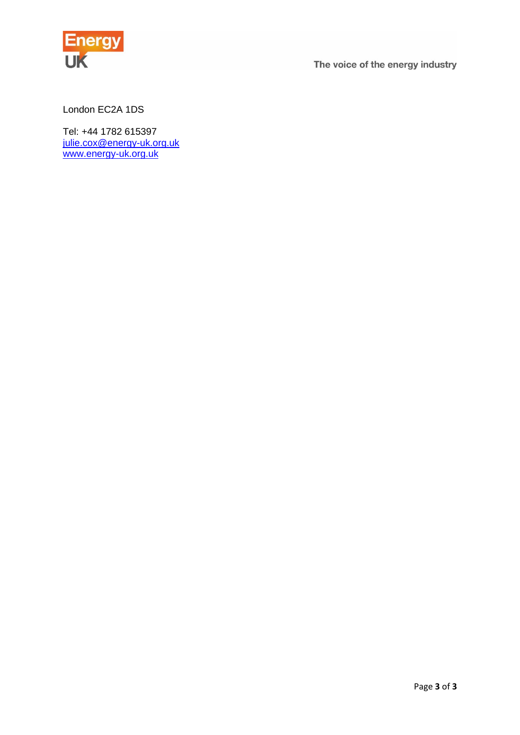London EC2A 1DS

Tel: +44 1782 615397
julie.cox@energy-uk.org.uk
www.energy-uk.org.uk